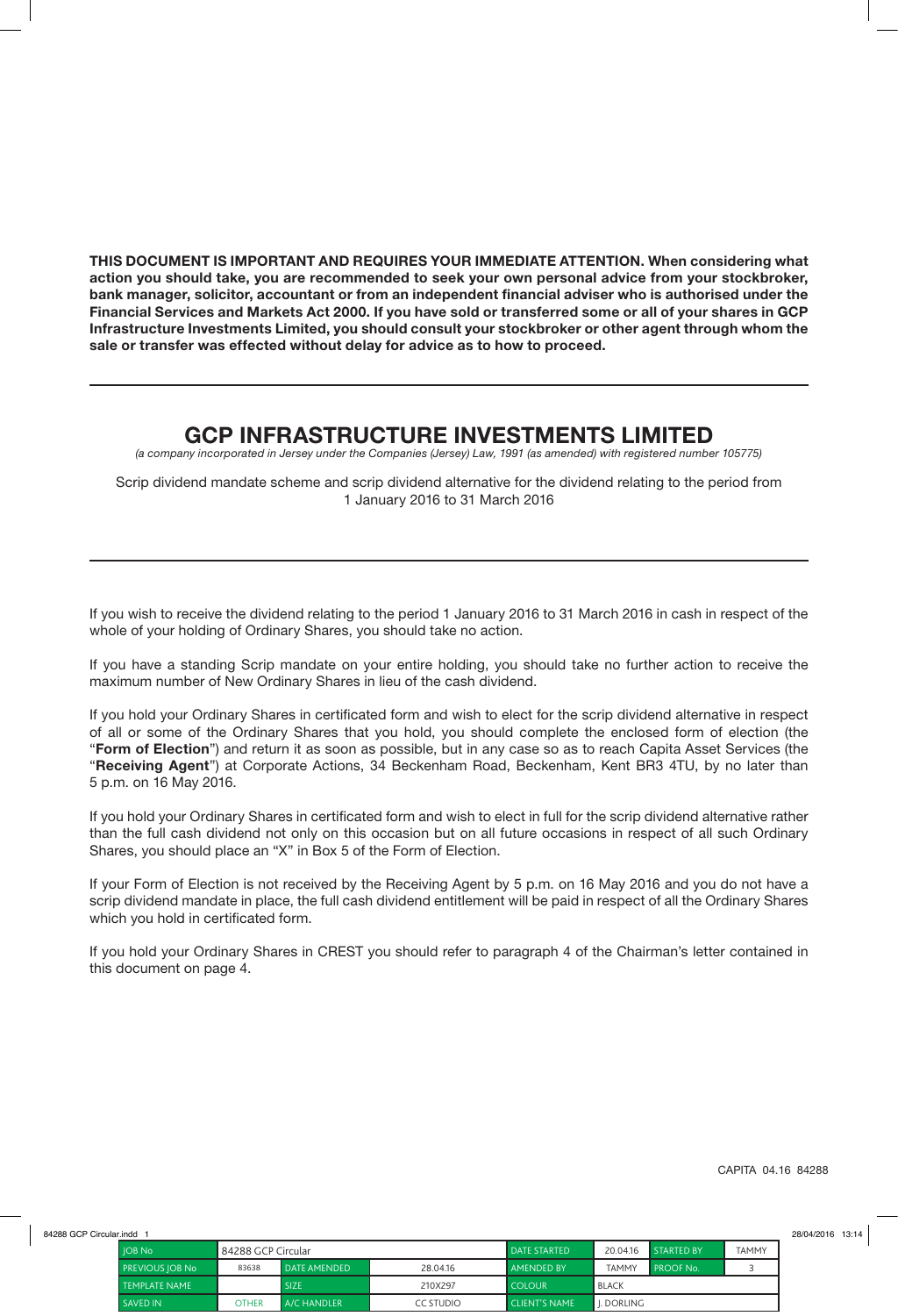**THIS DOCUMENT IS IMPORTANT AND REQUIRES YOUR IMMEDIATE ATTENTION. When considering what action you should take, you are recommended to seek your own personal advice from your stockbroker, bank manager, solicitor, accountant or from an independent financial adviser who is authorised under the Financial Services and Markets Act 2000. If you have sold or transferred some or all of your shares in GCP Infrastructure Investments Limited, you should consult your stockbroker or other agent through whom the sale or transfer was effected without delay for advice as to how to proceed.**

---

# GCP INFRASTRUCTURE INVESTMENTS LIMITED

*(a company incorporated in Jersey under the Companies (Jersey) Law, 1991 (as amended) with registered number 105775)*

Scrip dividend mandate scheme and scrip dividend alternative for the dividend relating to the period from 1 January 2016 to 31 March 2016

---

If you wish to receive the dividend relating to the period 1 January 2016 to 31 March 2016 in cash in respect of the whole of your holding of Ordinary Shares, you should take no action.

If you have a standing Scrip mandate on your entire holding, you should take no further action to receive the maximum number of New Ordinary Shares in lieu of the cash dividend.

If you hold your Ordinary Shares in certificated form and wish to elect for the scrip dividend alternative in respect of all or some of the Ordinary Shares that you hold, you should complete the enclosed form of election (the "**Form of Election**") and return it as soon as possible, but in any case so as to reach Capita Asset Services (the "**Receiving Agent**") at Corporate Actions, 34 Beckenham Road, Beckenham, Kent BR3 4TU, by no later than 5 p.m. on 16 May 2016.

If you hold your Ordinary Shares in certificated form and wish to elect in full for the scrip dividend alternative rather than the full cash dividend not only on this occasion but on all future occasions in respect of all such Ordinary Shares, you should place an "X" in Box 5 of the Form of Election.

If your Form of Election is not received by the Receiving Agent by 5 p.m. on 16 May 2016 and you do not have a scrip dividend mandate in place, the full cash dividend entitlement will be paid in respect of all the Ordinary Shares which you hold in certificated form.

If you hold your Ordinary Shares in CREST you should refer to paragraph 4 of the Chairman's letter contained in this document on page 4.

CAPITA 04.16 84288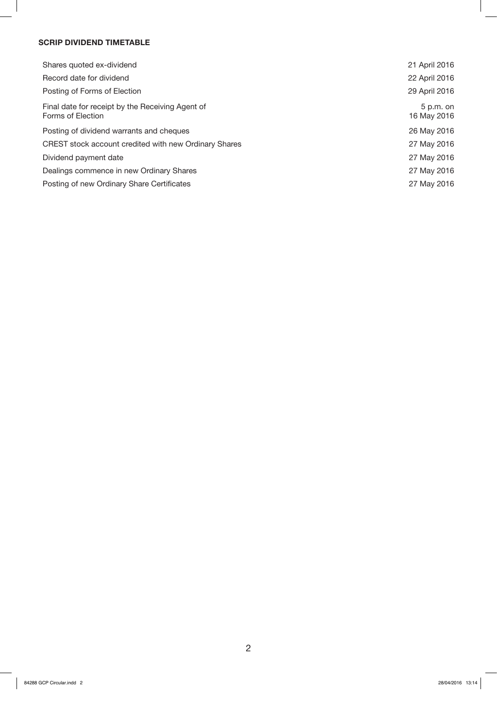**SCRIP DIVIDEND TIMETABLE**

| | |
|---|---|
| Shares quoted ex-dividend | 21 April 2016 |
| Record date for dividend | 22 April 2016 |
| Posting of Forms of Election | 29 April 2016 |
| Final date for receipt by the Receiving Agent of Forms of Election | 5 p.m. on 16 May 2016 |
| Posting of dividend warrants and cheques | 26 May 2016 |
| CREST stock account credited with new Ordinary Shares | 27 May 2016 |
| Dividend payment date | 27 May 2016 |
| Dealings commence in new Ordinary Shares | 27 May 2016 |
| Posting of new Ordinary Share Certificates | 27 May 2016 |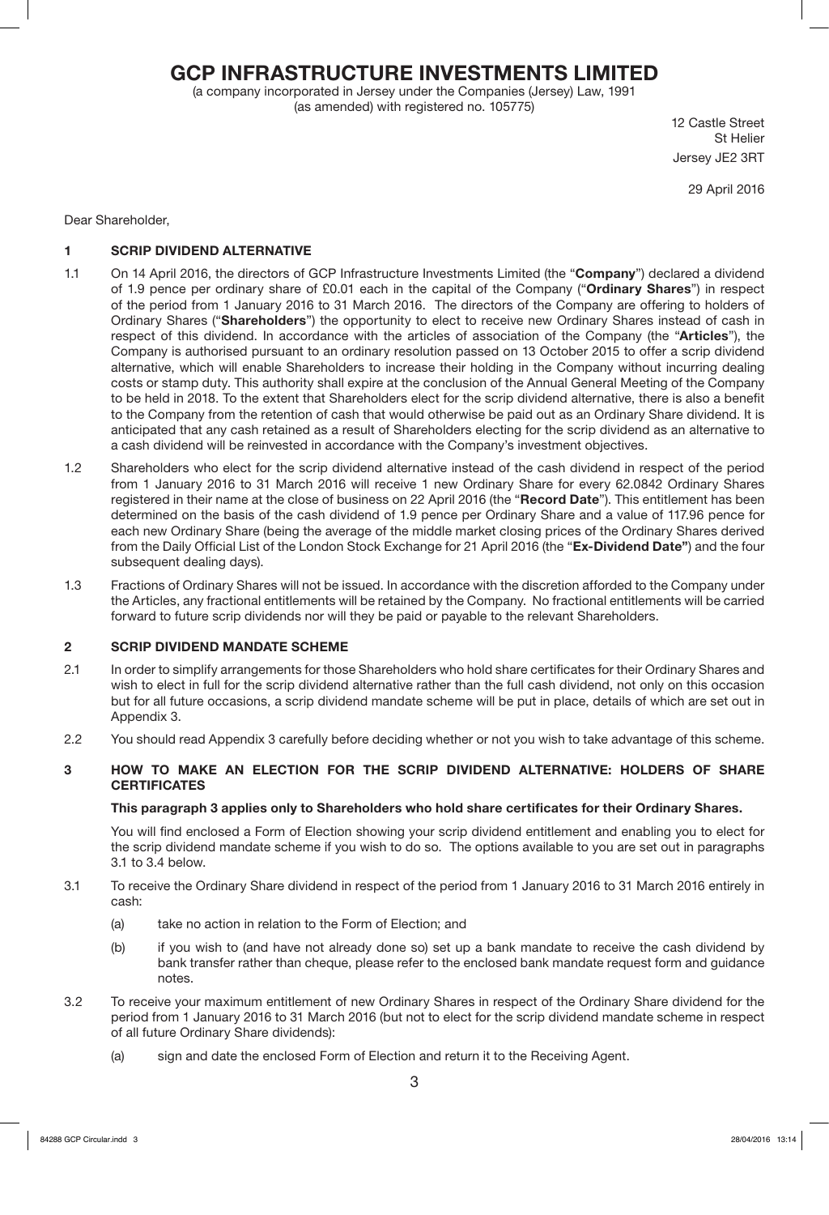# GCP INFRASTRUCTURE INVESTMENTS LIMITED

(a company incorporated in Jersey under the Companies (Jersey) Law, 1991
(as amended) with registered no. 105775)

12 Castle Street
St Helier
Jersey JE2 3RT

29 April 2016

Dear Shareholder,

## 1 SCRIP DIVIDEND ALTERNATIVE

1.1 On 14 April 2016, the directors of GCP Infrastructure Investments Limited (the "**Company**") declared a dividend of 1.9 pence per ordinary share of £0.01 each in the capital of the Company ("**Ordinary Shares**") in respect of the period from 1 January 2016 to 31 March 2016. The directors of the Company are offering to holders of Ordinary Shares ("**Shareholders**") the opportunity to elect to receive new Ordinary Shares instead of cash in respect of this dividend. In accordance with the articles of association of the Company (the "**Articles**"), the Company is authorised pursuant to an ordinary resolution passed on 13 October 2015 to offer a scrip dividend alternative, which will enable Shareholders to increase their holding in the Company without incurring dealing costs or stamp duty. This authority shall expire at the conclusion of the Annual General Meeting of the Company to be held in 2018. To the extent that Shareholders elect for the scrip dividend alternative, there is also a benefit to the Company from the retention of cash that would otherwise be paid out as an Ordinary Share dividend. It is anticipated that any cash retained as a result of Shareholders electing for the scrip dividend as an alternative to a cash dividend will be reinvested in accordance with the Company's investment objectives.

1.2 Shareholders who elect for the scrip dividend alternative instead of the cash dividend in respect of the period from 1 January 2016 to 31 March 2016 will receive 1 new Ordinary Share for every 62.0842 Ordinary Shares registered in their name at the close of business on 22 April 2016 (the "**Record Date**"). This entitlement has been determined on the basis of the cash dividend of 1.9 pence per Ordinary Share and a value of 117.96 pence for each new Ordinary Share (being the average of the middle market closing prices of the Ordinary Shares derived from the Daily Official List of the London Stock Exchange for 21 April 2016 (the "**Ex-Dividend Date**") and the four subsequent dealing days).

1.3 Fractions of Ordinary Shares will not be issued. In accordance with the discretion afforded to the Company under the Articles, any fractional entitlements will be retained by the Company. No fractional entitlements will be carried forward to future scrip dividends nor will they be paid or payable to the relevant Shareholders.

## 2 SCRIP DIVIDEND MANDATE SCHEME

2.1 In order to simplify arrangements for those Shareholders who hold share certificates for their Ordinary Shares and wish to elect in full for the scrip dividend alternative rather than the full cash dividend, not only on this occasion but for all future occasions, a scrip dividend mandate scheme will be put in place, details of which are set out in Appendix 3.

2.2 You should read Appendix 3 carefully before deciding whether or not you wish to take advantage of this scheme.

## 3 HOW TO MAKE AN ELECTION FOR THE SCRIP DIVIDEND ALTERNATIVE: HOLDERS OF SHARE CERTIFICATES

**This paragraph 3 applies only to Shareholders who hold share certificates for their Ordinary Shares.**

You will find enclosed a Form of Election showing your scrip dividend entitlement and enabling you to elect for the scrip dividend mandate scheme if you wish to do so. The options available to you are set out in paragraphs 3.1 to 3.4 below.

3.1 To receive the Ordinary Share dividend in respect of the period from 1 January 2016 to 31 March 2016 entirely in cash:

(a) take no action in relation to the Form of Election; and

(b) if you wish to (and have not already done so) set up a bank mandate to receive the cash dividend by bank transfer rather than cheque, please refer to the enclosed bank mandate request form and guidance notes.

3.2 To receive your maximum entitlement of new Ordinary Shares in respect of the Ordinary Share dividend for the period from 1 January 2016 to 31 March 2016 (but not to elect for the scrip dividend mandate scheme in respect of all future Ordinary Share dividends):

(a) sign and date the enclosed Form of Election and return it to the Receiving Agent.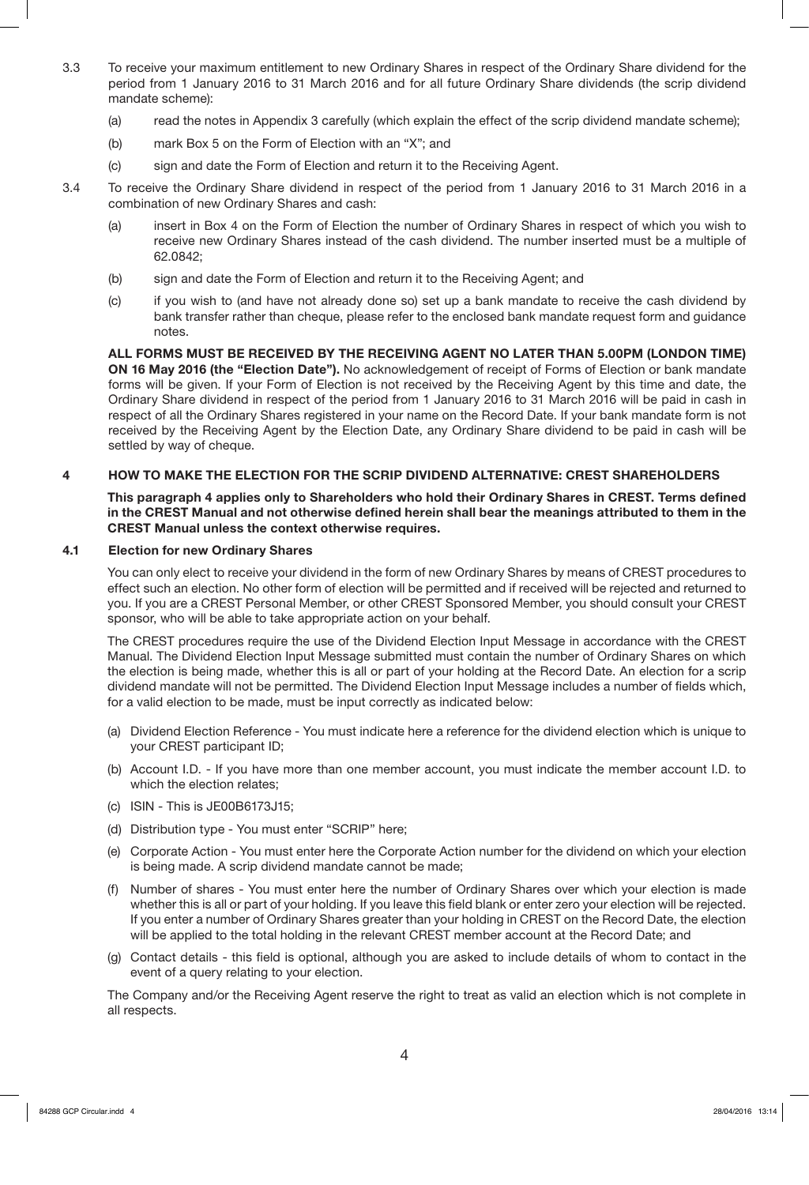3.3 To receive your maximum entitlement to new Ordinary Shares in respect of the Ordinary Share dividend for the period from 1 January 2016 to 31 March 2016 and for all future Ordinary Share dividends (the scrip dividend mandate scheme):

(a) read the notes in Appendix 3 carefully (which explain the effect of the scrip dividend mandate scheme);

(b) mark Box 5 on the Form of Election with an "X"; and

(c) sign and date the Form of Election and return it to the Receiving Agent.

3.4 To receive the Ordinary Share dividend in respect of the period from 1 January 2016 to 31 March 2016 in a combination of new Ordinary Shares and cash:

(a) insert in Box 4 on the Form of Election the number of Ordinary Shares in respect of which you wish to receive new Ordinary Shares instead of the cash dividend. The number inserted must be a multiple of 62.0842;

(b) sign and date the Form of Election and return it to the Receiving Agent; and

(c) if you wish to (and have not already done so) set up a bank mandate to receive the cash dividend by bank transfer rather than cheque, please refer to the enclosed bank mandate request form and guidance notes.

**ALL FORMS MUST BE RECEIVED BY THE RECEIVING AGENT NO LATER THAN 5.00PM (LONDON TIME) ON 16 May 2016 (the "Election Date").** No acknowledgement of receipt of Forms of Election or bank mandate forms will be given. If your Form of Election is not received by the Receiving Agent by this time and date, the Ordinary Share dividend in respect of the period from 1 January 2016 to 31 March 2016 will be paid in cash in respect of all the Ordinary Shares registered in your name on the Record Date. If your bank mandate form is not received by the Receiving Agent by the Election Date, any Ordinary Share dividend to be paid in cash will be settled by way of cheque.

## 4 HOW TO MAKE THE ELECTION FOR THE SCRIP DIVIDEND ALTERNATIVE: CREST SHAREHOLDERS

**This paragraph 4 applies only to Shareholders who hold their Ordinary Shares in CREST. Terms defined in the CREST Manual and not otherwise defined herein shall bear the meanings attributed to them in the CREST Manual unless the context otherwise requires.**

### 4.1 Election for new Ordinary Shares

You can only elect to receive your dividend in the form of new Ordinary Shares by means of CREST procedures to effect such an election. No other form of election will be permitted and if received will be rejected and returned to you. If you are a CREST Personal Member, or other CREST Sponsored Member, you should consult your CREST sponsor, who will be able to take appropriate action on your behalf.

The CREST procedures require the use of the Dividend Election Input Message in accordance with the CREST Manual. The Dividend Election Input Message submitted must contain the number of Ordinary Shares on which the election is being made, whether this is all or part of your holding at the Record Date. An election for a scrip dividend mandate will not be permitted. The Dividend Election Input Message includes a number of fields which, for a valid election to be made, must be input correctly as indicated below:

(a) Dividend Election Reference - You must indicate here a reference for the dividend election which is unique to your CREST participant ID;

(b) Account I.D. - If you have more than one member account, you must indicate the member account I.D. to which the election relates;

(c) ISIN - This is JE00B6173J15;

(d) Distribution type - You must enter "SCRIP" here;

(e) Corporate Action - You must enter here the Corporate Action number for the dividend on which your election is being made. A scrip dividend mandate cannot be made;

(f) Number of shares - You must enter here the number of Ordinary Shares over which your election is made whether this is all or part of your holding. If you leave this field blank or enter zero your election will be rejected. If you enter a number of Ordinary Shares greater than your holding in CREST on the Record Date, the election will be applied to the total holding in the relevant CREST member account at the Record Date; and

(g) Contact details - this field is optional, although you are asked to include details of whom to contact in the event of a query relating to your election.

The Company and/or the Receiving Agent reserve the right to treat as valid an election which is not complete in all respects.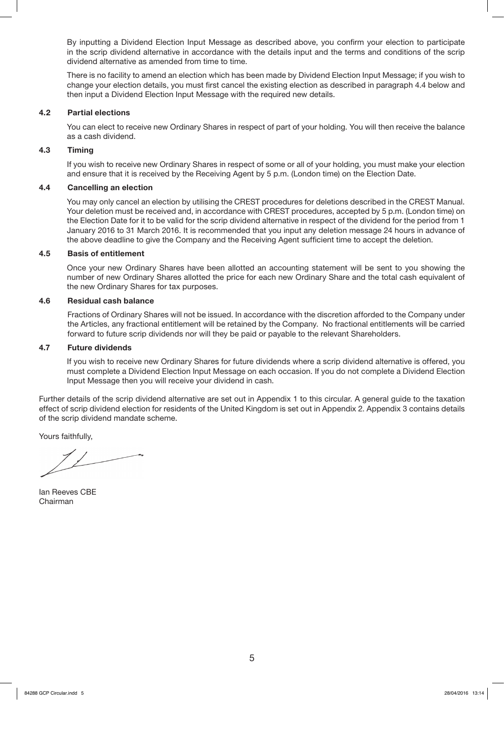By inputting a Dividend Election Input Message as described above, you confirm your election to participate in the scrip dividend alternative in accordance with the details input and the terms and conditions of the scrip dividend alternative as amended from time to time.

There is no facility to amend an election which has been made by Dividend Election Input Message; if you wish to change your election details, you must first cancel the existing election as described in paragraph 4.4 below and then input a Dividend Election Input Message with the required new details.

### 4.2 Partial elections

You can elect to receive new Ordinary Shares in respect of part of your holding. You will then receive the balance as a cash dividend.

### 4.3 Timing

If you wish to receive new Ordinary Shares in respect of some or all of your holding, you must make your election and ensure that it is received by the Receiving Agent by 5 p.m. (London time) on the Election Date.

### 4.4 Cancelling an election

You may only cancel an election by utilising the CREST procedures for deletions described in the CREST Manual. Your deletion must be received and, in accordance with CREST procedures, accepted by 5 p.m. (London time) on the Election Date for it to be valid for the scrip dividend alternative in respect of the dividend for the period from 1 January 2016 to 31 March 2016. It is recommended that you input any deletion message 24 hours in advance of the above deadline to give the Company and the Receiving Agent sufficient time to accept the deletion.

### 4.5 Basis of entitlement

Once your new Ordinary Shares have been allotted an accounting statement will be sent to you showing the number of new Ordinary Shares allotted the price for each new Ordinary Share and the total cash equivalent of the new Ordinary Shares for tax purposes.

### 4.6 Residual cash balance

Fractions of Ordinary Shares will not be issued. In accordance with the discretion afforded to the Company under the Articles, any fractional entitlement will be retained by the Company. No fractional entitlements will be carried forward to future scrip dividends nor will they be paid or payable to the relevant Shareholders.

### 4.7 Future dividends

If you wish to receive new Ordinary Shares for future dividends where a scrip dividend alternative is offered, you must complete a Dividend Election Input Message on each occasion. If you do not complete a Dividend Election Input Message then you will receive your dividend in cash.

Further details of the scrip dividend alternative are set out in Appendix 1 to this circular. A general guide to the taxation effect of scrip dividend election for residents of the United Kingdom is set out in Appendix 2. Appendix 3 contains details of the scrip dividend mandate scheme.

Yours faithfully,

Ian Reeves CBE
Chairman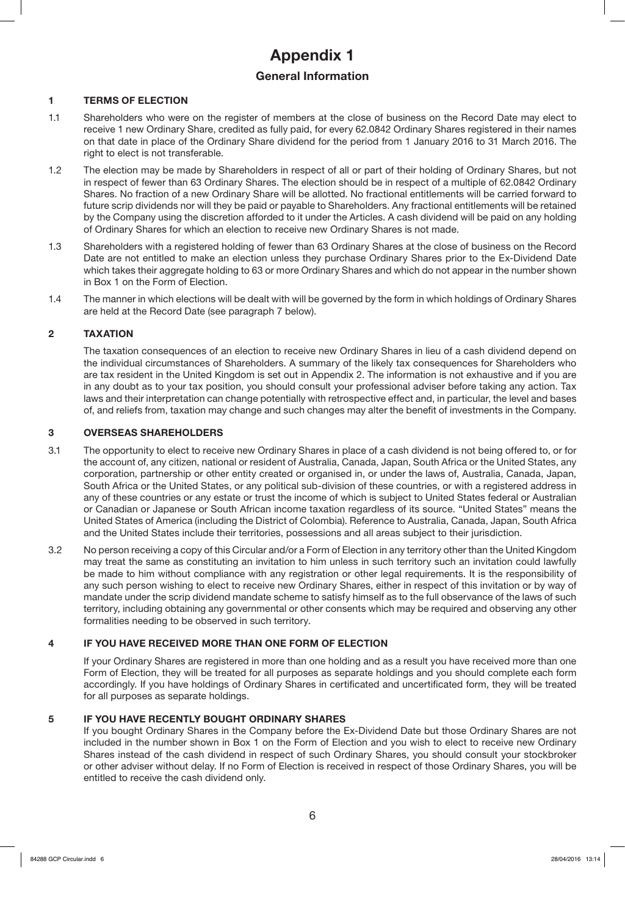# Appendix 1

## General Information

### 1 TERMS OF ELECTION

1.1 Shareholders who were on the register of members at the close of business on the Record Date may elect to receive 1 new Ordinary Share, credited as fully paid, for every 62.0842 Ordinary Shares registered in their names on that date in place of the Ordinary Share dividend for the period from 1 January 2016 to 31 March 2016. The right to elect is not transferable.

1.2 The election may be made by Shareholders in respect of all or part of their holding of Ordinary Shares, but not in respect of fewer than 63 Ordinary Shares. The election should be in respect of a multiple of 62.0842 Ordinary Shares. No fraction of a new Ordinary Share will be allotted. No fractional entitlements will be carried forward to future scrip dividends nor will they be paid or payable to Shareholders. Any fractional entitlements will be retained by the Company using the discretion afforded to it under the Articles. A cash dividend will be paid on any holding of Ordinary Shares for which an election to receive new Ordinary Shares is not made.

1.3 Shareholders with a registered holding of fewer than 63 Ordinary Shares at the close of business on the Record Date are not entitled to make an election unless they purchase Ordinary Shares prior to the Ex-Dividend Date which takes their aggregate holding to 63 or more Ordinary Shares and which do not appear in the number shown in Box 1 on the Form of Election.

1.4 The manner in which elections will be dealt with will be governed by the form in which holdings of Ordinary Shares are held at the Record Date (see paragraph 7 below).

### 2 TAXATION

The taxation consequences of an election to receive new Ordinary Shares in lieu of a cash dividend depend on the individual circumstances of Shareholders. A summary of the likely tax consequences for Shareholders who are tax resident in the United Kingdom is set out in Appendix 2. The information is not exhaustive and if you are in any doubt as to your tax position, you should consult your professional adviser before taking any action. Tax laws and their interpretation can change potentially with retrospective effect and, in particular, the level and bases of, and reliefs from, taxation may change and such changes may alter the benefit of investments in the Company.

### 3 OVERSEAS SHAREHOLDERS

3.1 The opportunity to elect to receive new Ordinary Shares in place of a cash dividend is not being offered to, or for the account of, any citizen, national or resident of Australia, Canada, Japan, South Africa or the United States, any corporation, partnership or other entity created or organised in, or under the laws of, Australia, Canada, Japan, South Africa or the United States, or any political sub-division of these countries, or with a registered address in any of these countries or any estate or trust the income of which is subject to United States federal or Australian or Canadian or Japanese or South African income taxation regardless of its source. "United States" means the United States of America (including the District of Colombia). Reference to Australia, Canada, Japan, South Africa and the United States include their territories, possessions and all areas subject to their jurisdiction.

3.2 No person receiving a copy of this Circular and/or a Form of Election in any territory other than the United Kingdom may treat the same as constituting an invitation to him unless in such territory such an invitation could lawfully be made to him without compliance with any registration or other legal requirements. It is the responsibility of any such person wishing to elect to receive new Ordinary Shares, either in respect of this invitation or by way of mandate under the scrip dividend mandate scheme to satisfy himself as to the full observance of the laws of such territory, including obtaining any governmental or other consents which may be required and observing any other formalities needing to be observed in such territory.

### 4 IF YOU HAVE RECEIVED MORE THAN ONE FORM OF ELECTION

If your Ordinary Shares are registered in more than one holding and as a result you have received more than one Form of Election, they will be treated for all purposes as separate holdings and you should complete each form accordingly. If you have holdings of Ordinary Shares in certificated and uncertificated form, they will be treated for all purposes as separate holdings.

### 5 IF YOU HAVE RECENTLY BOUGHT ORDINARY SHARES

If you bought Ordinary Shares in the Company before the Ex-Dividend Date but those Ordinary Shares are not included in the number shown in Box 1 on the Form of Election and you wish to elect to receive new Ordinary Shares instead of the cash dividend in respect of such Ordinary Shares, you should consult your stockbroker or other adviser without delay. If no Form of Election is received in respect of those Ordinary Shares, you will be entitled to receive the cash dividend only.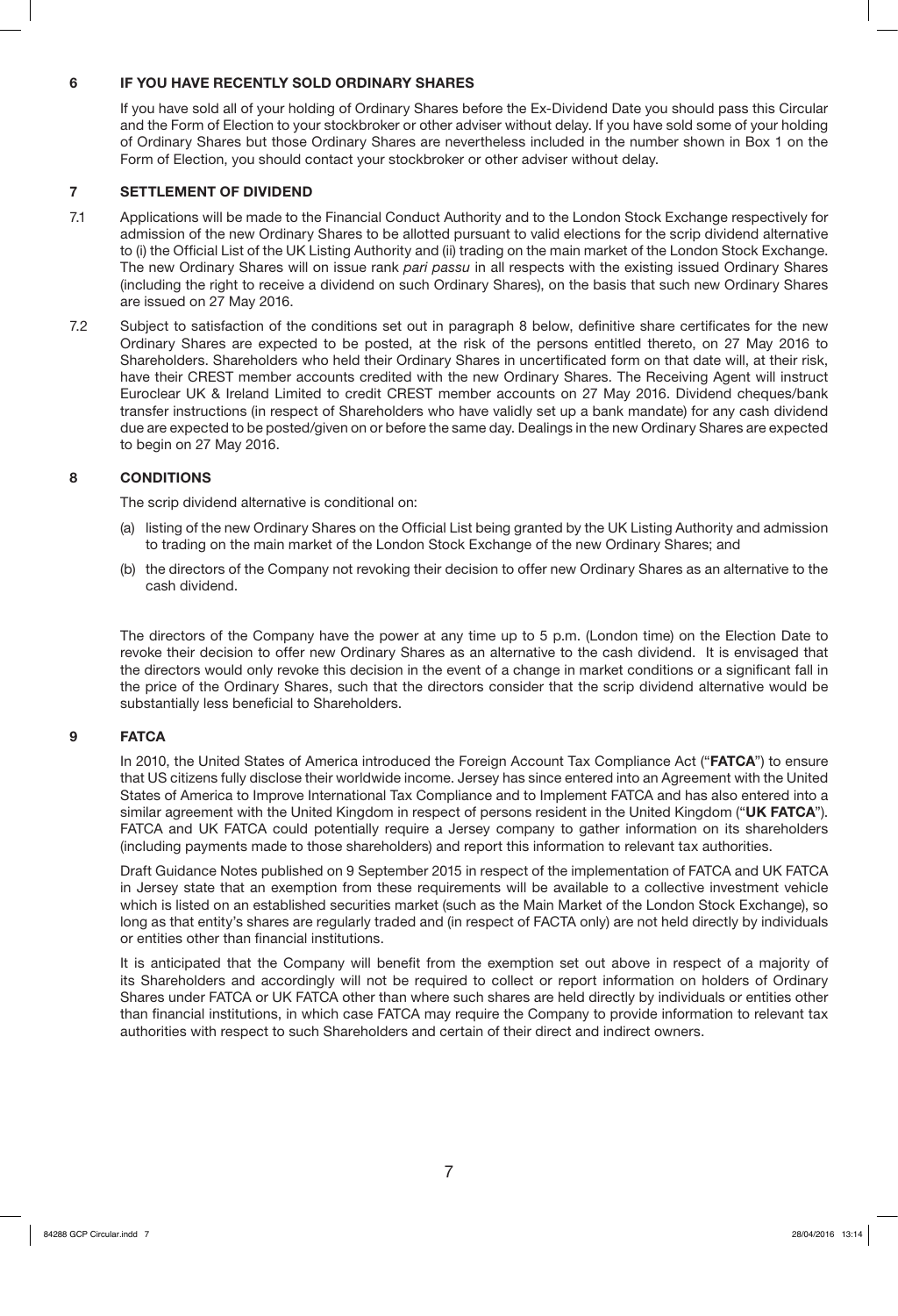## 6 IF YOU HAVE RECENTLY SOLD ORDINARY SHARES

If you have sold all of your holding of Ordinary Shares before the Ex-Dividend Date you should pass this Circular and the Form of Election to your stockbroker or other adviser without delay. If you have sold some of your holding of Ordinary Shares but those Ordinary Shares are nevertheless included in the number shown in Box 1 on the Form of Election, you should contact your stockbroker or other adviser without delay.

## 7 SETTLEMENT OF DIVIDEND

7.1 Applications will be made to the Financial Conduct Authority and to the London Stock Exchange respectively for admission of the new Ordinary Shares to be allotted pursuant to valid elections for the scrip dividend alternative to (i) the Official List of the UK Listing Authority and (ii) trading on the main market of the London Stock Exchange. The new Ordinary Shares will on issue rank *pari passu* in all respects with the existing issued Ordinary Shares (including the right to receive a dividend on such Ordinary Shares), on the basis that such new Ordinary Shares are issued on 27 May 2016.

7.2 Subject to satisfaction of the conditions set out in paragraph 8 below, definitive share certificates for the new Ordinary Shares are expected to be posted, at the risk of the persons entitled thereto, on 27 May 2016 to Shareholders. Shareholders who held their Ordinary Shares in uncertificated form on that date will, at their risk, have their CREST member accounts credited with the new Ordinary Shares. The Receiving Agent will instruct Euroclear UK & Ireland Limited to credit CREST member accounts on 27 May 2016. Dividend cheques/bank transfer instructions (in respect of Shareholders who have validly set up a bank mandate) for any cash dividend due are expected to be posted/given on or before the same day. Dealings in the new Ordinary Shares are expected to begin on 27 May 2016.

## 8 CONDITIONS

The scrip dividend alternative is conditional on:

(a) listing of the new Ordinary Shares on the Official List being granted by the UK Listing Authority and admission to trading on the main market of the London Stock Exchange of the new Ordinary Shares; and

(b) the directors of the Company not revoking their decision to offer new Ordinary Shares as an alternative to the cash dividend.

The directors of the Company have the power at any time up to 5 p.m. (London time) on the Election Date to revoke their decision to offer new Ordinary Shares as an alternative to the cash dividend. It is envisaged that the directors would only revoke this decision in the event of a change in market conditions or a significant fall in the price of the Ordinary Shares, such that the directors consider that the scrip dividend alternative would be substantially less beneficial to Shareholders.

## 9 FATCA

In 2010, the United States of America introduced the Foreign Account Tax Compliance Act ("**FATCA**") to ensure that US citizens fully disclose their worldwide income. Jersey has since entered into an Agreement with the United States of America to Improve International Tax Compliance and to Implement FATCA and has also entered into a similar agreement with the United Kingdom in respect of persons resident in the United Kingdom ("**UK FATCA**"). FATCA and UK FATCA could potentially require a Jersey company to gather information on its shareholders (including payments made to those shareholders) and report this information to relevant tax authorities.

Draft Guidance Notes published on 9 September 2015 in respect of the implementation of FATCA and UK FATCA in Jersey state that an exemption from these requirements will be available to a collective investment vehicle which is listed on an established securities market (such as the Main Market of the London Stock Exchange), so long as that entity's shares are regularly traded and (in respect of FACTA only) are not held directly by individuals or entities other than financial institutions.

It is anticipated that the Company will benefit from the exemption set out above in respect of a majority of its Shareholders and accordingly will not be required to collect or report information on holders of Ordinary Shares under FATCA or UK FATCA other than where such shares are held directly by individuals or entities other than financial institutions, in which case FATCA may require the Company to provide information to relevant tax authorities with respect to such Shareholders and certain of their direct and indirect owners.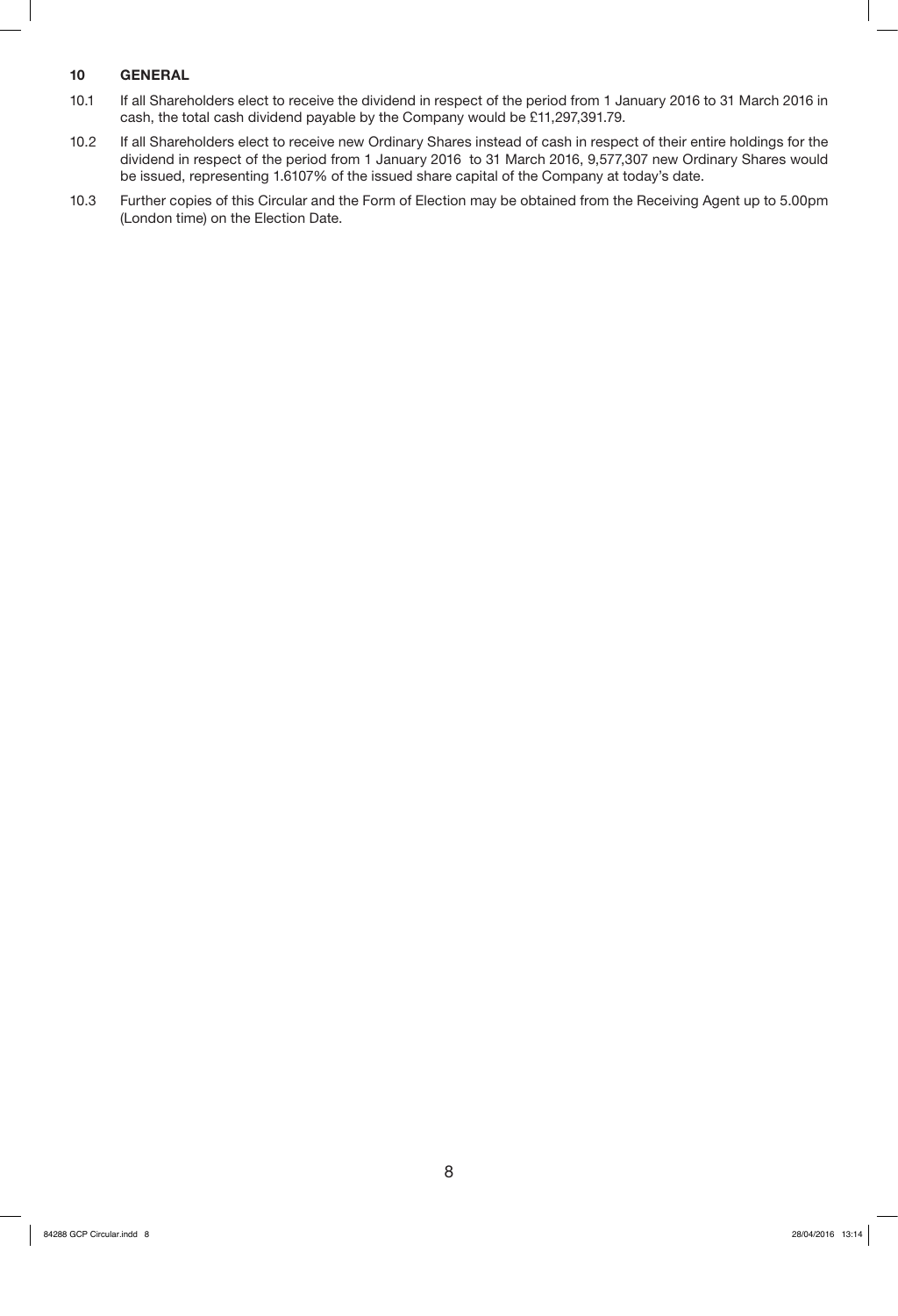## 10 GENERAL

10.1 If all Shareholders elect to receive the dividend in respect of the period from 1 January 2016 to 31 March 2016 in cash, the total cash dividend payable by the Company would be £11,297,391.79.

10.2 If all Shareholders elect to receive new Ordinary Shares instead of cash in respect of their entire holdings for the dividend in respect of the period from 1 January 2016 to 31 March 2016, 9,577,307 new Ordinary Shares would be issued, representing 1.6107% of the issued share capital of the Company at today's date.

10.3 Further copies of this Circular and the Form of Election may be obtained from the Receiving Agent up to 5.00pm (London time) on the Election Date.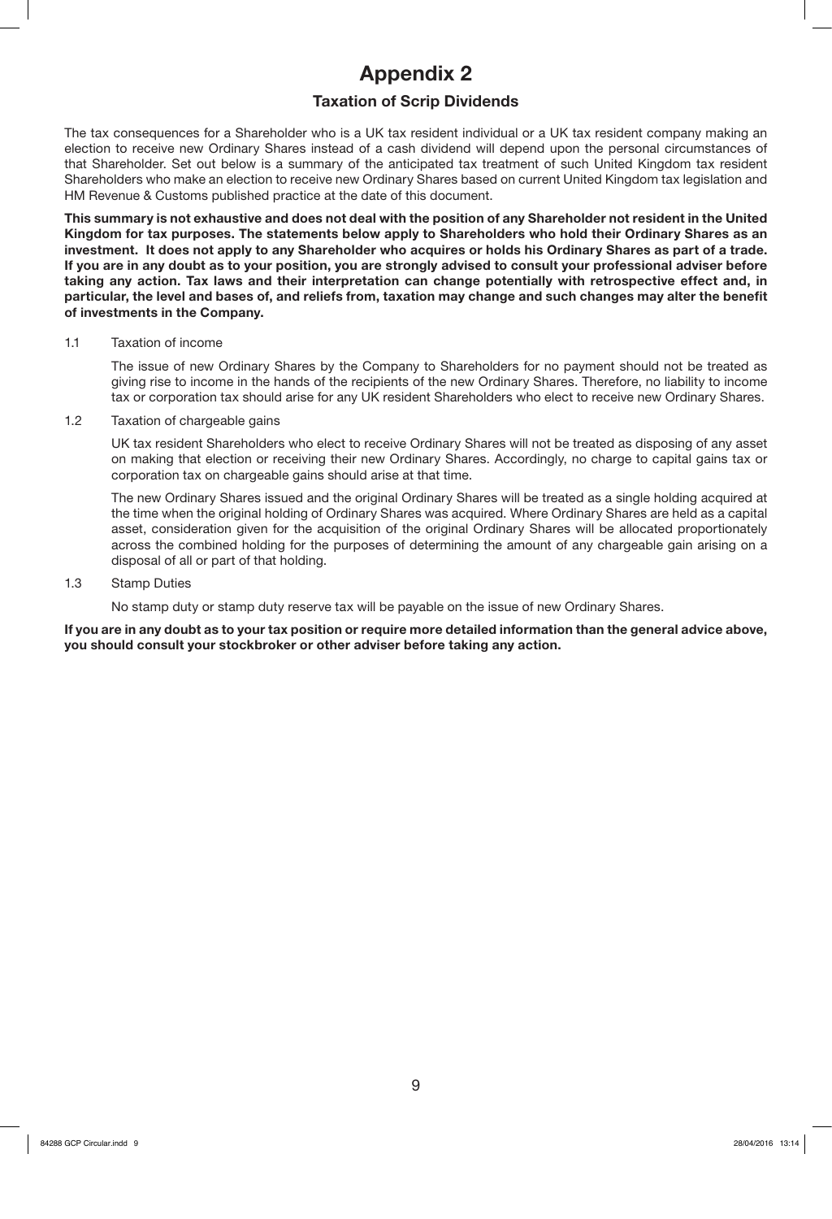# Appendix 2

## Taxation of Scrip Dividends

The tax consequences for a Shareholder who is a UK tax resident individual or a UK tax resident company making an election to receive new Ordinary Shares instead of a cash dividend will depend upon the personal circumstances of that Shareholder. Set out below is a summary of the anticipated tax treatment of such United Kingdom tax resident Shareholders who make an election to receive new Ordinary Shares based on current United Kingdom tax legislation and HM Revenue & Customs published practice at the date of this document.

**This summary is not exhaustive and does not deal with the position of any Shareholder not resident in the United Kingdom for tax purposes. The statements below apply to Shareholders who hold their Ordinary Shares as an investment. It does not apply to any Shareholder who acquires or holds his Ordinary Shares as part of a trade. If you are in any doubt as to your position, you are strongly advised to consult your professional adviser before taking any action. Tax laws and their interpretation can change potentially with retrospective effect and, in particular, the level and bases of, and reliefs from, taxation may change and such changes may alter the benefit of investments in the Company.**

1.1 Taxation of income

The issue of new Ordinary Shares by the Company to Shareholders for no payment should not be treated as giving rise to income in the hands of the recipients of the new Ordinary Shares. Therefore, no liability to income tax or corporation tax should arise for any UK resident Shareholders who elect to receive new Ordinary Shares.

1.2 Taxation of chargeable gains

UK tax resident Shareholders who elect to receive Ordinary Shares will not be treated as disposing of any asset on making that election or receiving their new Ordinary Shares. Accordingly, no charge to capital gains tax or corporation tax on chargeable gains should arise at that time.

The new Ordinary Shares issued and the original Ordinary Shares will be treated as a single holding acquired at the time when the original holding of Ordinary Shares was acquired. Where Ordinary Shares are held as a capital asset, consideration given for the acquisition of the original Ordinary Shares will be allocated proportionately across the combined holding for the purposes of determining the amount of any chargeable gain arising on a disposal of all or part of that holding.

1.3 Stamp Duties

No stamp duty or stamp duty reserve tax will be payable on the issue of new Ordinary Shares.

**If you are in any doubt as to your tax position or require more detailed information than the general advice above, you should consult your stockbroker or other adviser before taking any action.**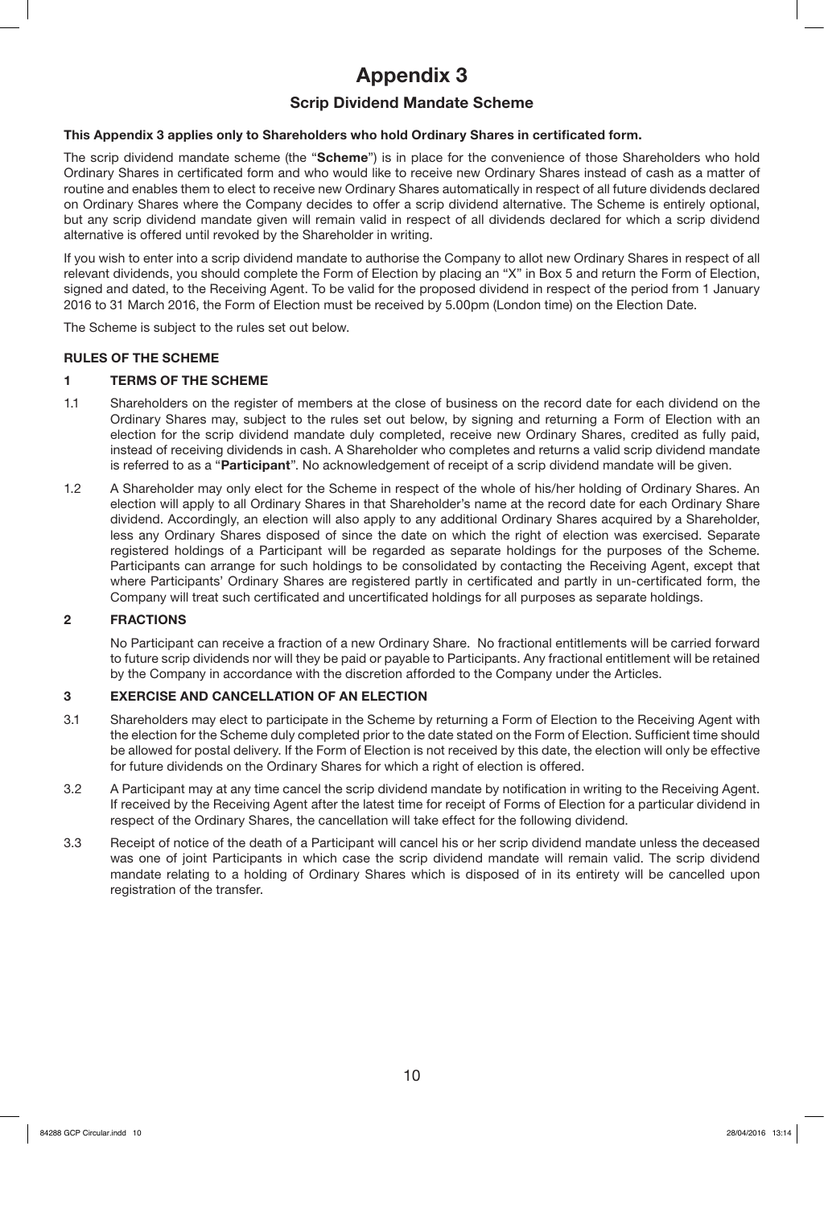# Appendix 3

## Scrip Dividend Mandate Scheme

**This Appendix 3 applies only to Shareholders who hold Ordinary Shares in certificated form.**

The scrip dividend mandate scheme (the "**Scheme**") is in place for the convenience of those Shareholders who hold Ordinary Shares in certificated form and who would like to receive new Ordinary Shares instead of cash as a matter of routine and enables them to elect to receive new Ordinary Shares automatically in respect of all future dividends declared on Ordinary Shares where the Company decides to offer a scrip dividend alternative. The Scheme is entirely optional, but any scrip dividend mandate given will remain valid in respect of all dividends declared for which a scrip dividend alternative is offered until revoked by the Shareholder in writing.

If you wish to enter into a scrip dividend mandate to authorise the Company to allot new Ordinary Shares in respect of all relevant dividends, you should complete the Form of Election by placing an "X" in Box 5 and return the Form of Election, signed and dated, to the Receiving Agent. To be valid for the proposed dividend in respect of the period from 1 January 2016 to 31 March 2016, the Form of Election must be received by 5.00pm (London time) on the Election Date.

The Scheme is subject to the rules set out below.

### RULES OF THE SCHEME

#### 1 TERMS OF THE SCHEME

1.1 Shareholders on the register of members at the close of business on the record date for each dividend on the Ordinary Shares may, subject to the rules set out below, by signing and returning a Form of Election with an election for the scrip dividend mandate duly completed, receive new Ordinary Shares, credited as fully paid, instead of receiving dividends in cash. A Shareholder who completes and returns a valid scrip dividend mandate is referred to as a "**Participant**". No acknowledgement of receipt of a scrip dividend mandate will be given.

1.2 A Shareholder may only elect for the Scheme in respect of the whole of his/her holding of Ordinary Shares. An election will apply to all Ordinary Shares in that Shareholder's name at the record date for each Ordinary Share dividend. Accordingly, an election will also apply to any additional Ordinary Shares acquired by a Shareholder, less any Ordinary Shares disposed of since the date on which the right of election was exercised. Separate registered holdings of a Participant will be regarded as separate holdings for the purposes of the Scheme. Participants can arrange for such holdings to be consolidated by contacting the Receiving Agent, except that where Participants' Ordinary Shares are registered partly in certificated and partly in un-certificated form, the Company will treat such certificated and uncertificated holdings for all purposes as separate holdings.

#### 2 FRACTIONS

No Participant can receive a fraction of a new Ordinary Share. No fractional entitlements will be carried forward to future scrip dividends nor will they be paid or payable to Participants. Any fractional entitlement will be retained by the Company in accordance with the discretion afforded to the Company under the Articles.

#### 3 EXERCISE AND CANCELLATION OF AN ELECTION

3.1 Shareholders may elect to participate in the Scheme by returning a Form of Election to the Receiving Agent with the election for the Scheme duly completed prior to the date stated on the Form of Election. Sufficient time should be allowed for postal delivery. If the Form of Election is not received by this date, the election will only be effective for future dividends on the Ordinary Shares for which a right of election is offered.

3.2 A Participant may at any time cancel the scrip dividend mandate by notification in writing to the Receiving Agent. If received by the Receiving Agent after the latest time for receipt of Forms of Election for a particular dividend in respect of the Ordinary Shares, the cancellation will take effect for the following dividend.

3.3 Receipt of notice of the death of a Participant will cancel his or her scrip dividend mandate unless the deceased was one of joint Participants in which case the scrip dividend mandate will remain valid. The scrip dividend mandate relating to a holding of Ordinary Shares which is disposed of in its entirety will be cancelled upon registration of the transfer.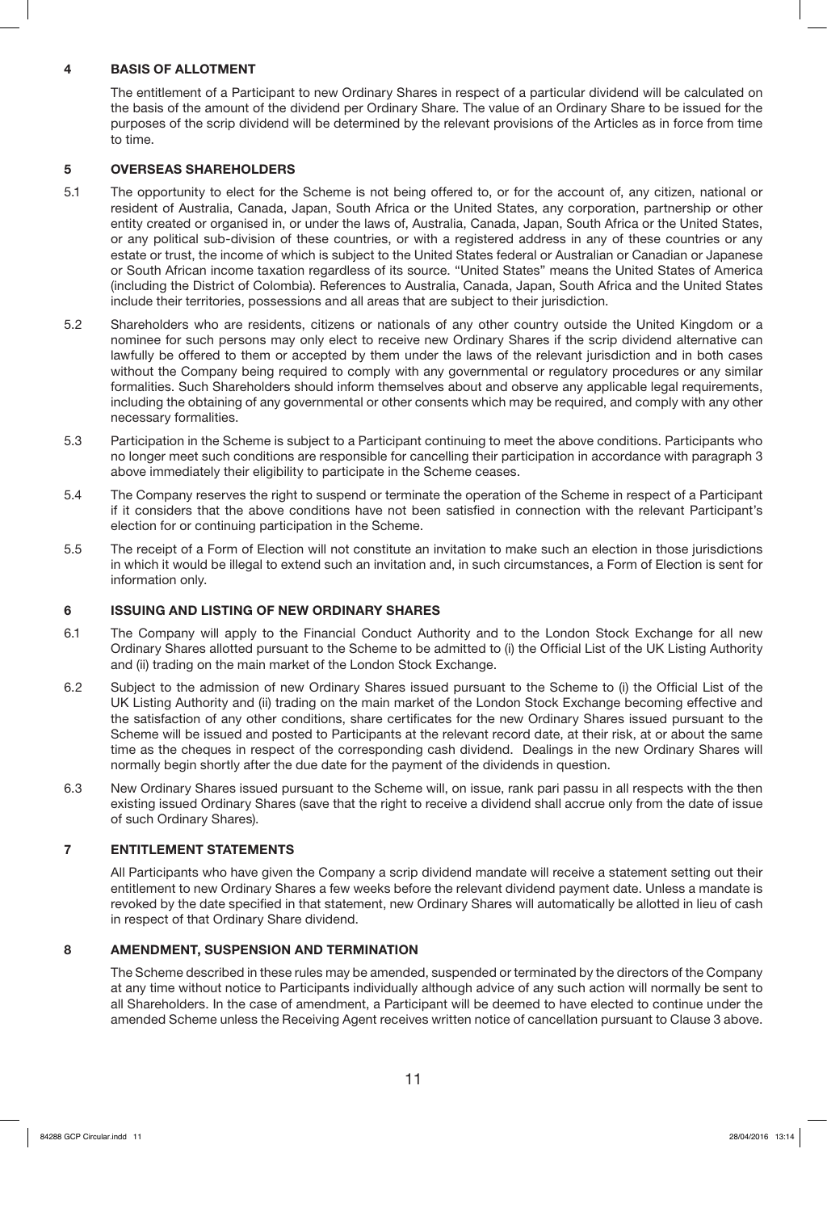## 4 BASIS OF ALLOTMENT

The entitlement of a Participant to new Ordinary Shares in respect of a particular dividend will be calculated on the basis of the amount of the dividend per Ordinary Share. The value of an Ordinary Share to be issued for the purposes of the scrip dividend will be determined by the relevant provisions of the Articles as in force from time to time.

## 5 OVERSEAS SHAREHOLDERS

5.1 The opportunity to elect for the Scheme is not being offered to, or for the account of, any citizen, national or resident of Australia, Canada, Japan, South Africa or the United States, any corporation, partnership or other entity created or organised in, or under the laws of, Australia, Canada, Japan, South Africa or the United States, or any political sub-division of these countries, or with a registered address in any of these countries or any estate or trust, the income of which is subject to the United States federal or Australian or Canadian or Japanese or South African income taxation regardless of its source. "United States" means the United States of America (including the District of Colombia). References to Australia, Canada, Japan, South Africa and the United States include their territories, possessions and all areas that are subject to their jurisdiction.

5.2 Shareholders who are residents, citizens or nationals of any other country outside the United Kingdom or a nominee for such persons may only elect to receive new Ordinary Shares if the scrip dividend alternative can lawfully be offered to them or accepted by them under the laws of the relevant jurisdiction and in both cases without the Company being required to comply with any governmental or regulatory procedures or any similar formalities. Such Shareholders should inform themselves about and observe any applicable legal requirements, including the obtaining of any governmental or other consents which may be required, and comply with any other necessary formalities.

5.3 Participation in the Scheme is subject to a Participant continuing to meet the above conditions. Participants who no longer meet such conditions are responsible for cancelling their participation in accordance with paragraph 3 above immediately their eligibility to participate in the Scheme ceases.

5.4 The Company reserves the right to suspend or terminate the operation of the Scheme in respect of a Participant if it considers that the above conditions have not been satisfied in connection with the relevant Participant's election for or continuing participation in the Scheme.

5.5 The receipt of a Form of Election will not constitute an invitation to make such an election in those jurisdictions in which it would be illegal to extend such an invitation and, in such circumstances, a Form of Election is sent for information only.

## 6 ISSUING AND LISTING OF NEW ORDINARY SHARES

6.1 The Company will apply to the Financial Conduct Authority and to the London Stock Exchange for all new Ordinary Shares allotted pursuant to the Scheme to be admitted to (i) the Official List of the UK Listing Authority and (ii) trading on the main market of the London Stock Exchange.

6.2 Subject to the admission of new Ordinary Shares issued pursuant to the Scheme to (i) the Official List of the UK Listing Authority and (ii) trading on the main market of the London Stock Exchange becoming effective and the satisfaction of any other conditions, share certificates for the new Ordinary Shares issued pursuant to the Scheme will be issued and posted to Participants at the relevant record date, at their risk, at or about the same time as the cheques in respect of the corresponding cash dividend. Dealings in the new Ordinary Shares will normally begin shortly after the due date for the payment of the dividends in question.

6.3 New Ordinary Shares issued pursuant to the Scheme will, on issue, rank pari passu in all respects with the then existing issued Ordinary Shares (save that the right to receive a dividend shall accrue only from the date of issue of such Ordinary Shares).

## 7 ENTITLEMENT STATEMENTS

All Participants who have given the Company a scrip dividend mandate will receive a statement setting out their entitlement to new Ordinary Shares a few weeks before the relevant dividend payment date. Unless a mandate is revoked by the date specified in that statement, new Ordinary Shares will automatically be allotted in lieu of cash in respect of that Ordinary Share dividend.

## 8 AMENDMENT, SUSPENSION AND TERMINATION

The Scheme described in these rules may be amended, suspended or terminated by the directors of the Company at any time without notice to Participants individually although advice of any such action will normally be sent to all Shareholders. In the case of amendment, a Participant will be deemed to have elected to continue under the amended Scheme unless the Receiving Agent receives written notice of cancellation pursuant to Clause 3 above.